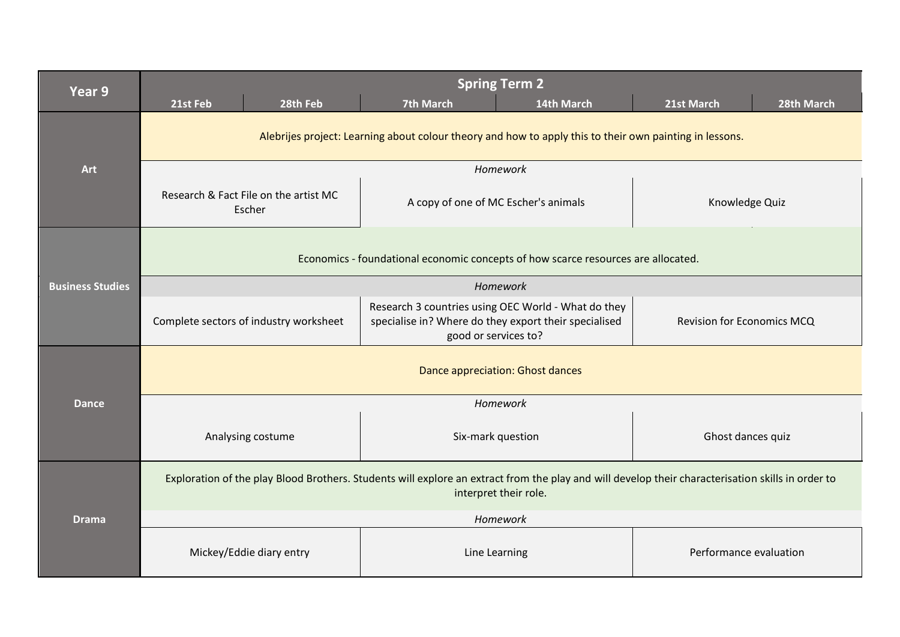| Year 9 | Spring Term 2 | | | | | |
|---|---|---|---|---|---|---|
| | 21st Feb | 28th Feb | 7th March | 14th March | 21st March | 28th March |
| **Art** | Alebrijes project: Learning about colour theory and how to apply this to their own painting in lessons. | | | | | |
| | *Homework* | | | | | |
| | Research & Fact File on the artist MC Escher | | A copy of one of MC Escher's animals | | Knowledge Quiz | |
| **Business Studies** | Economics - foundational economic concepts of how scarce resources are allocated. | | | | | |
| | *Homework* | | | | | |
| | Complete sectors of industry worksheet | | Research 3 countries using OEC World - What do they specialise in? Where do they export their specialised good or services to? | | Revision for Economics MCQ | |
| **Dance** | Dance appreciation: Ghost dances | | | | | |
| | *Homework* | | | | | |
| | Analysing costume | | Six-mark question | | Ghost dances quiz | |
| **Drama** | Exploration of the play Blood Brothers. Students will explore an extract from the play and will develop their characterisation skills in order to interpret their role. | | | | | |
| | *Homework* | | | | | |
| | Mickey/Eddie diary entry | | Line Learning | | Performance evaluation | |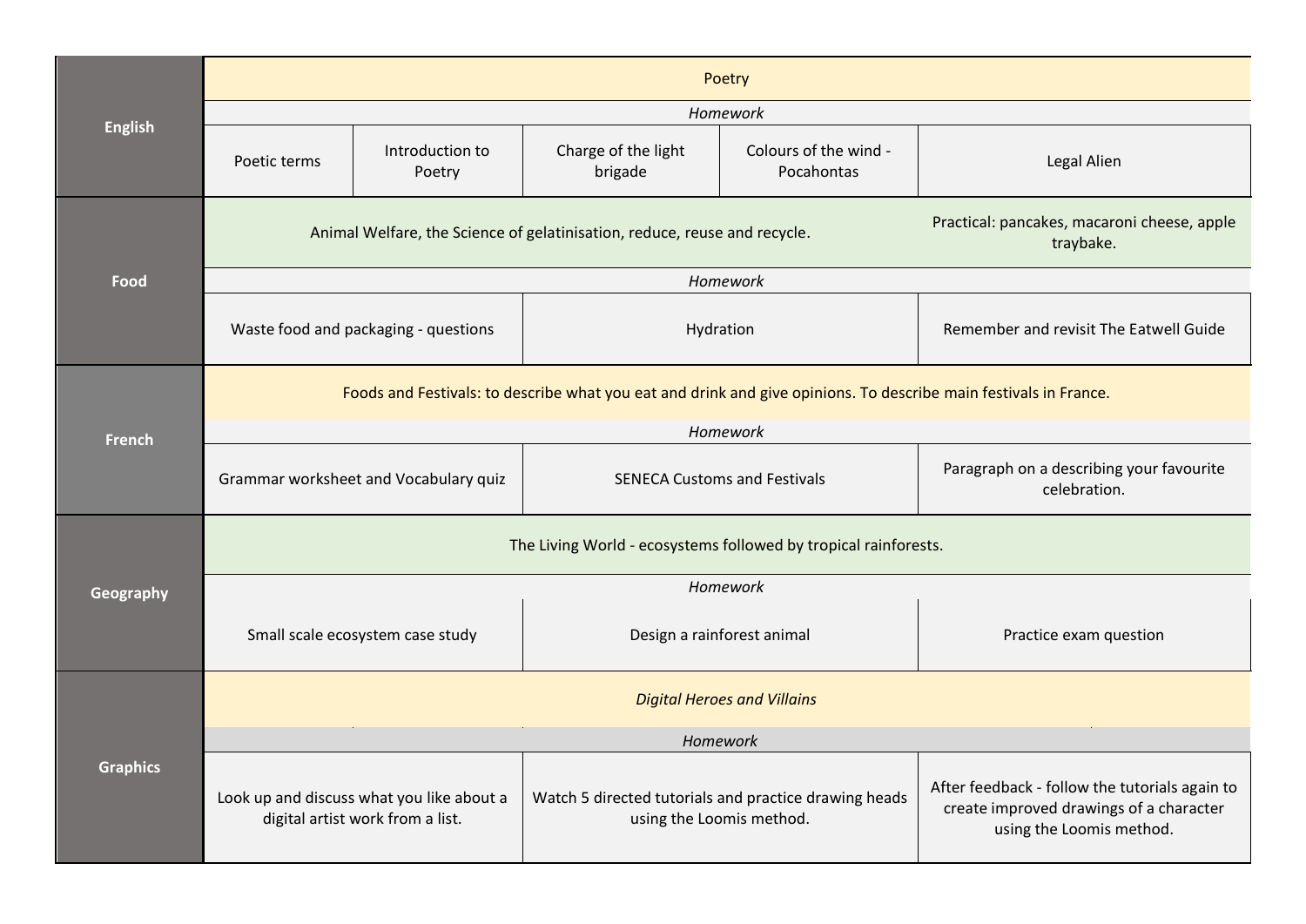| Subject | | | | | |
|---|---|---|---|---|---|
| **English** | Poetry | | | | |
| | *Homework* | | | | |
| | Poetic terms | Introduction to Poetry | Charge of the light brigade | Colours of the wind - Pocahontas | Legal Alien |
| **Food** | Animal Welfare, the Science of gelatinisation, reduce, reuse and recycle. | | | | Practical: pancakes, macaroni cheese, apple traybake. |
| | *Homework* | | | | |
| | Waste food and packaging - questions | | Hydration | | Remember and revisit The Eatwell Guide |
| **French** | Foods and Festivals: to describe what you eat and drink and give opinions. To describe main festivals in France. | | | | |
| | *Homework* | | | | |
| | Grammar worksheet and Vocabulary quiz | | SENECA Customs and Festivals | | Paragraph on a describing your favourite celebration. |
| **Geography** | The Living World - ecosystems followed by tropical rainforests. | | | | |
| | *Homework* | | | | |
| | Small scale ecosystem case study | | Design a rainforest animal | | Practice exam question |
| **Graphics** | *Digital Heroes and Villains* | | | | |
| | *Homework* | | | | |
| | Look up and discuss what you like about a digital artist work from a list. | | Watch 5 directed tutorials and practice drawing heads using the Loomis method. | | After feedback - follow the tutorials again to create improved drawings of a character using the Loomis method. |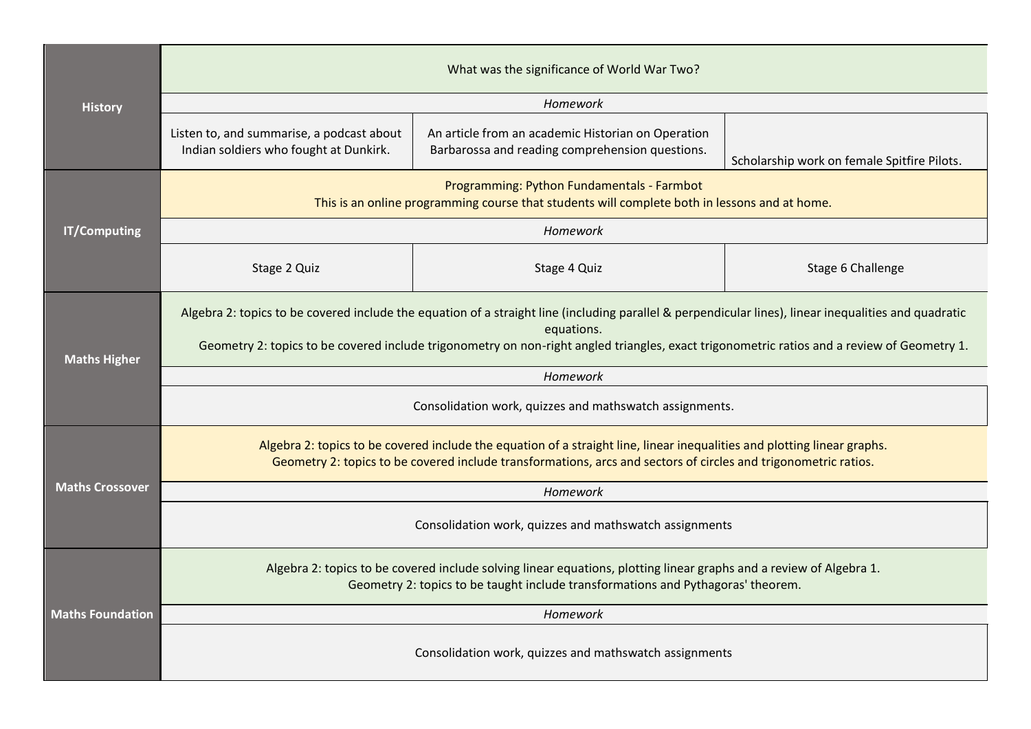| Subject | | | |
|---|---|---|---|
| **History** | What was the significance of World War Two? | | |
| | *Homework* | | |
| | Listen to, and summarise, a podcast about Indian soldiers who fought at Dunkirk. | An article from an academic Historian on Operation Barbarossa and reading comprehension questions. | Scholarship work on female Spitfire Pilots. |
| **IT/Computing** | Programming: Python Fundamentals - Farmbot<br>This is an online programming course that students will complete both in lessons and at home. | | |
| | *Homework* | | |
| | Stage 2 Quiz | Stage 4 Quiz | Stage 6 Challenge |
| **Maths Higher** | Algebra 2: topics to be covered include the equation of a straight line (including parallel & perpendicular lines), linear inequalities and quadratic equations.<br>Geometry 2: topics to be covered include trigonometry on non-right angled triangles, exact trigonometric ratios and a review of Geometry 1. | | |
| | *Homework* | | |
| | Consolidation work, quizzes and mathswatch assignments. | | |
| **Maths Crossover** | Algebra 2: topics to be covered include the equation of a straight line, linear inequalities and plotting linear graphs.<br>Geometry 2: topics to be covered include transformations, arcs and sectors of circles and trigonometric ratios. | | |
| | *Homework* | | |
| | Consolidation work, quizzes and mathswatch assignments | | |
| **Maths Foundation** | Algebra 2: topics to be covered include solving linear equations, plotting linear graphs and a review of Algebra 1.<br>Geometry 2: topics to be taught include transformations and Pythagoras' theorem. | | |
| | *Homework* | | |
| | Consolidation work, quizzes and mathswatch assignments | | |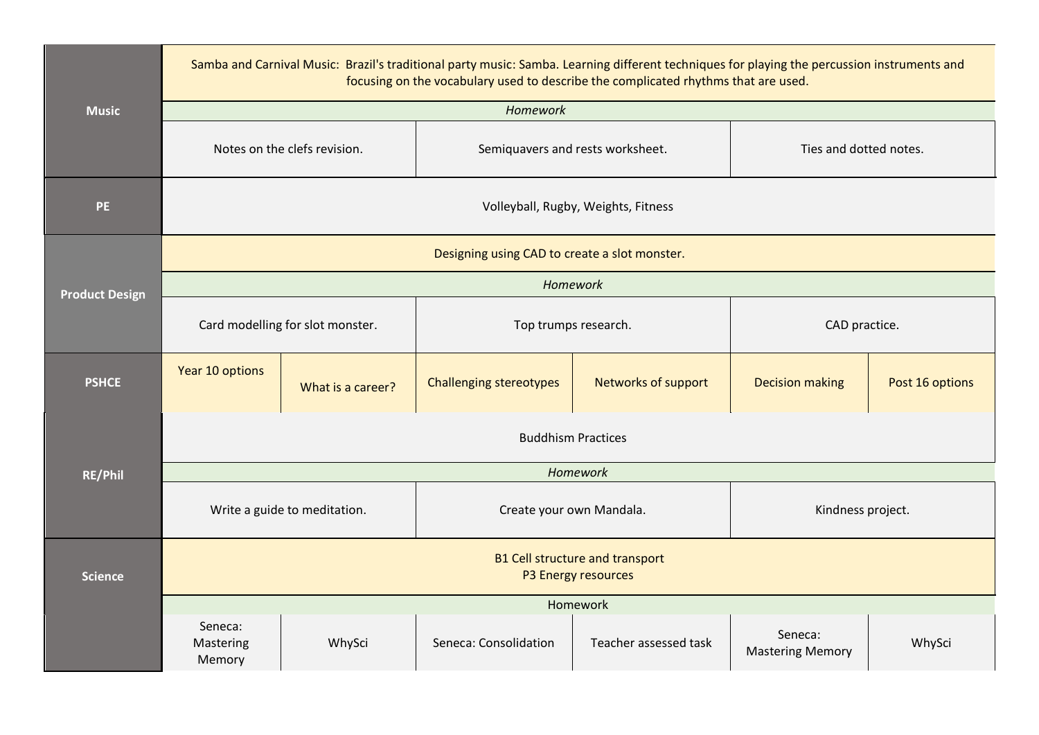| Subject | | | | | | |
|---|---|---|---|---|---|---|
| **Music** | Samba and Carnival Music: Brazil's traditional party music: Samba. Learning different techniques for playing the percussion instruments and focusing on the vocabulary used to describe the complicated rhythms that are used. | | | | | |
| | *Homework* | | | | | |
| | Notes on the clefs revision. | | Semiquavers and rests worksheet. | | Ties and dotted notes. | |
| **PE** | Volleyball, Rugby, Weights, Fitness | | | | | |
| **Product Design** | Designing using CAD to create a slot monster. | | | | | |
| | *Homework* | | | | | |
| | Card modelling for slot monster. | | Top trumps research. | | CAD practice. | |
| **PSHCE** | Year 10 options | What is a career? | Challenging stereotypes | Networks of support | Decision making | Post 16 options |
| **RE/Phil** | Buddhism Practices | | | | | |
| | *Homework* | | | | | |
| | Write a guide to meditation. | | Create your own Mandala. | | Kindness project. | |
| **Science** | B1 Cell structure and transport<br>P3 Energy resources | | | | | |
| | Homework | | | | | |
| | Seneca: Mastering Memory | WhySci | Seneca: Consolidation | Teacher assessed task | Seneca: Mastering Memory | WhySci |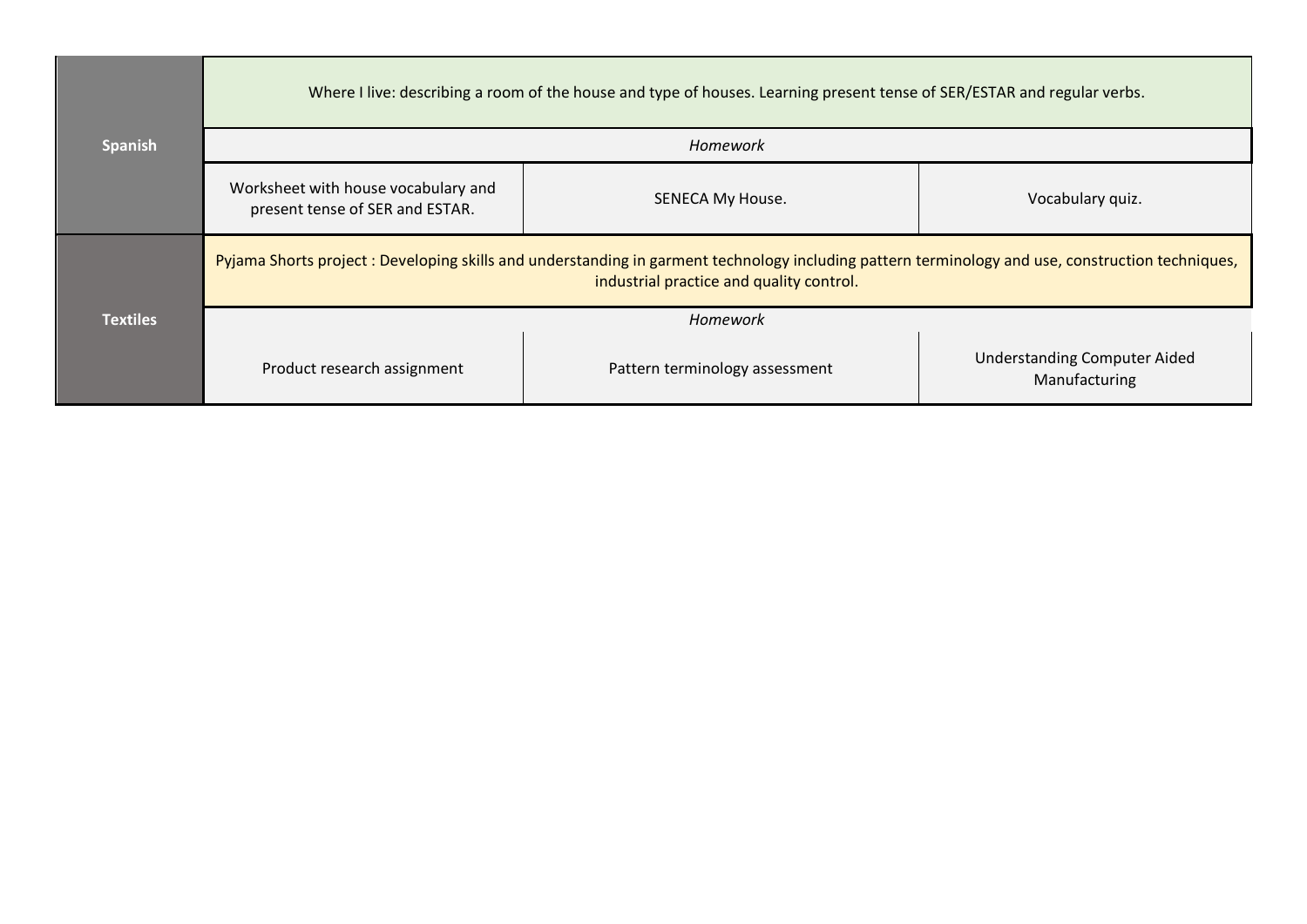| | | | |
|---|---|---|---|
| **Spanish** | Where I live: describing a room of the house and type of houses. Learning present tense of SER/ESTAR and regular verbs. | | |
| | *Homework* | | |
| | Worksheet with house vocabulary and present tense of SER and ESTAR. | SENECA My House. | Vocabulary quiz. |
| **Textiles** | Pyjama Shorts project : Developing skills and understanding in garment technology including pattern terminology and use, construction techniques, industrial practice and quality control. | | |
| | *Homework* | | |
| | Product research assignment | Pattern terminology assessment | Understanding Computer Aided Manufacturing |